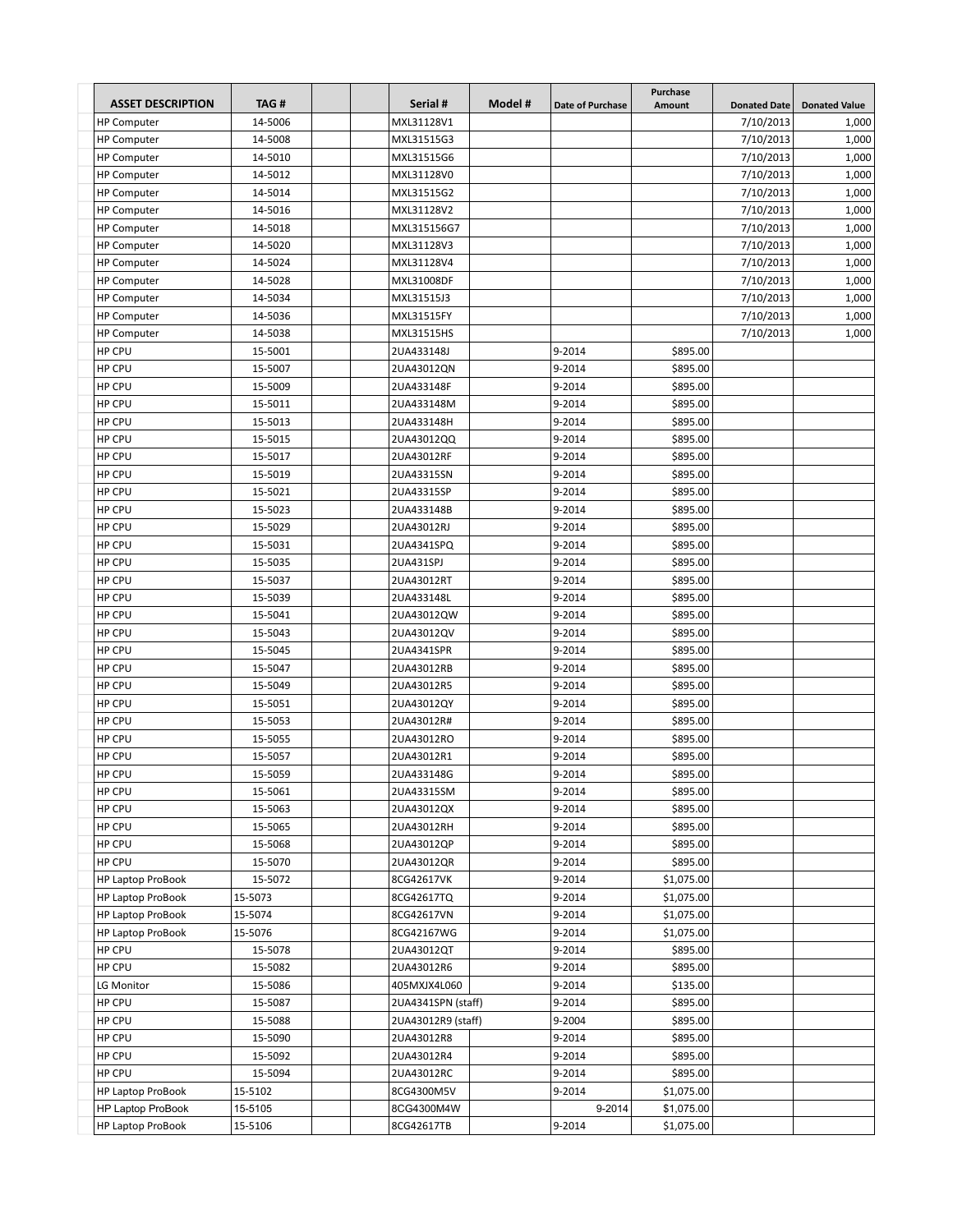| ASSET DESCRIPTION | TAG # | | | Serial # | Model # | Date of Purchase | Purchase Amount | Donated Date | Donated Value |
|---|---|---|---|---|---|---|---|---|---|
| HP Computer | 14-5006 | | | MXL31128V1 | | | | 7/10/2013 | 1,000 |
| HP Computer | 14-5008 | | | MXL31515G3 | | | | 7/10/2013 | 1,000 |
| HP Computer | 14-5010 | | | MXL31515G6 | | | | 7/10/2013 | 1,000 |
| HP Computer | 14-5012 | | | MXL31128V0 | | | | 7/10/2013 | 1,000 |
| HP Computer | 14-5014 | | | MXL31515G2 | | | | 7/10/2013 | 1,000 |
| HP Computer | 14-5016 | | | MXL31128V2 | | | | 7/10/2013 | 1,000 |
| HP Computer | 14-5018 | | | MXL315156G7 | | | | 7/10/2013 | 1,000 |
| HP Computer | 14-5020 | | | MXL31128V3 | | | | 7/10/2013 | 1,000 |
| HP Computer | 14-5024 | | | MXL31128V4 | | | | 7/10/2013 | 1,000 |
| HP Computer | 14-5028 | | | MXL31008DF | | | | 7/10/2013 | 1,000 |
| HP Computer | 14-5034 | | | MXL31515J3 | | | | 7/10/2013 | 1,000 |
| HP Computer | 14-5036 | | | MXL31515FY | | | | 7/10/2013 | 1,000 |
| HP Computer | 14-5038 | | | MXL31515HS | | | | 7/10/2013 | 1,000 |
| HP CPU | 15-5001 | | | 2UA433148J | | 9-2014 | $895.00 | | |
| HP CPU | 15-5007 | | | 2UA43012QN | | 9-2014 | $895.00 | | |
| HP CPU | 15-5009 | | | 2UA433148F | | 9-2014 | $895.00 | | |
| HP CPU | 15-5011 | | | 2UA433148M | | 9-2014 | $895.00 | | |
| HP CPU | 15-5013 | | | 2UA433148H | | 9-2014 | $895.00 | | |
| HP CPU | 15-5015 | | | 2UA43012QQ | | 9-2014 | $895.00 | | |
| HP CPU | 15-5017 | | | 2UA43012RF | | 9-2014 | $895.00 | | |
| HP CPU | 15-5019 | | | 2UA43315SN | | 9-2014 | $895.00 | | |
| HP CPU | 15-5021 | | | 2UA43315SP | | 9-2014 | $895.00 | | |
| HP CPU | 15-5023 | | | 2UA433148B | | 9-2014 | $895.00 | | |
| HP CPU | 15-5029 | | | 2UA43012RJ | | 9-2014 | $895.00 | | |
| HP CPU | 15-5031 | | | 2UA4341SPQ | | 9-2014 | $895.00 | | |
| HP CPU | 15-5035 | | | 2UA431SPJ | | 9-2014 | $895.00 | | |
| HP CPU | 15-5037 | | | 2UA43012RT | | 9-2014 | $895.00 | | |
| HP CPU | 15-5039 | | | 2UA433148L | | 9-2014 | $895.00 | | |
| HP CPU | 15-5041 | | | 2UA43012QW | | 9-2014 | $895.00 | | |
| HP CPU | 15-5043 | | | 2UA43012QV | | 9-2014 | $895.00 | | |
| HP CPU | 15-5045 | | | 2UA4341SPR | | 9-2014 | $895.00 | | |
| HP CPU | 15-5047 | | | 2UA43012RB | | 9-2014 | $895.00 | | |
| HP CPU | 15-5049 | | | 2UA43012R5 | | 9-2014 | $895.00 | | |
| HP CPU | 15-5051 | | | 2UA43012QY | | 9-2014 | $895.00 | | |
| HP CPU | 15-5053 | | | 2UA43012R# | | 9-2014 | $895.00 | | |
| HP CPU | 15-5055 | | | 2UA43012RO | | 9-2014 | $895.00 | | |
| HP CPU | 15-5057 | | | 2UA43012R1 | | 9-2014 | $895.00 | | |
| HP CPU | 15-5059 | | | 2UA433148G | | 9-2014 | $895.00 | | |
| HP CPU | 15-5061 | | | 2UA43315SM | | 9-2014 | $895.00 | | |
| HP CPU | 15-5063 | | | 2UA43012QX | | 9-2014 | $895.00 | | |
| HP CPU | 15-5065 | | | 2UA43012RH | | 9-2014 | $895.00 | | |
| HP CPU | 15-5068 | | | 2UA43012QP | | 9-2014 | $895.00 | | |
| HP CPU | 15-5070 | | | 2UA43012QR | | 9-2014 | $895.00 | | |
| HP Laptop ProBook | 15-5072 | | | 8CG42617VK | | 9-2014 | $1,075.00 | | |
| HP Laptop ProBook | 15-5073 | | | 8CG42617TQ | | 9-2014 | $1,075.00 | | |
| HP Laptop ProBook | 15-5074 | | | 8CG42617VN | | 9-2014 | $1,075.00 | | |
| HP Laptop ProBook | 15-5076 | | | 8CG42167WG | | 9-2014 | $1,075.00 | | |
| HP CPU | 15-5078 | | | 2UA43012QT | | 9-2014 | $895.00 | | |
| HP CPU | 15-5082 | | | 2UA43012R6 | | 9-2014 | $895.00 | | |
| LG Monitor | 15-5086 | | | 405MXJX4L060 | | 9-2014 | $135.00 | | |
| HP CPU | 15-5087 | | | 2UA4341SPN (staff) | | 9-2014 | $895.00 | | |
| HP CPU | 15-5088 | | | 2UA43012R9 (staff) | | 9-2004 | $895.00 | | |
| HP CPU | 15-5090 | | | 2UA43012R8 | | 9-2014 | $895.00 | | |
| HP CPU | 15-5092 | | | 2UA43012R4 | | 9-2014 | $895.00 | | |
| HP CPU | 15-5094 | | | 2UA43012RC | | 9-2014 | $895.00 | | |
| HP Laptop ProBook | 15-5102 | | | 8CG4300M5V | | 9-2014 | $1,075.00 | | |
| HP Laptop ProBook | 15-5105 | | | 8CG4300M4W | | 9-2014 | $1,075.00 | | |
| HP Laptop ProBook | 15-5106 | | | 8CG42617TB | | 9-2014 | $1,075.00 | | |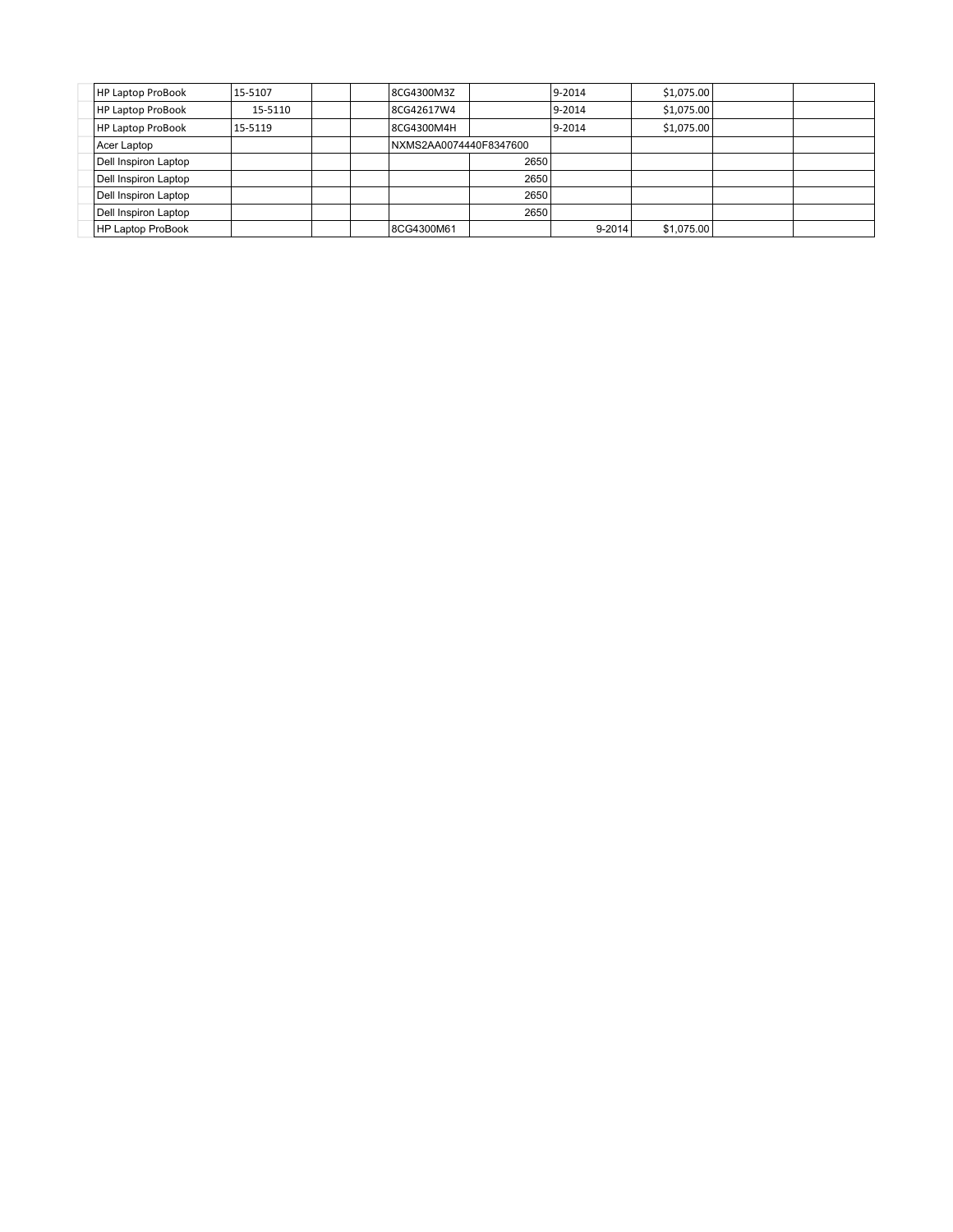| | | | | | | | | | | |
|---|---|---|---|---|---|---|---|---|---|---|
| | HP Laptop ProBook | 15-5107 | | | 8CG4300M3Z | | 9-2014 | $1,075.00 | | |
| | HP Laptop ProBook | 15-5110 | | | 8CG42617W4 | | 9-2014 | $1,075.00 | | |
| | HP Laptop ProBook | 15-5119 | | | 8CG4300M4H | | 9-2014 | $1,075.00 | | |
| | Acer Laptop | | | | NXMS2AA0074440F8347600 | | | | | |
| | Dell Inspiron Laptop | | | | | 2650 | | | | |
| | Dell Inspiron Laptop | | | | | 2650 | | | | |
| | Dell Inspiron Laptop | | | | | 2650 | | | | |
| | Dell Inspiron Laptop | | | | | 2650 | | | | |
| | HP Laptop ProBook | | | | 8CG4300M61 | | 9-2014 | $1,075.00 | | |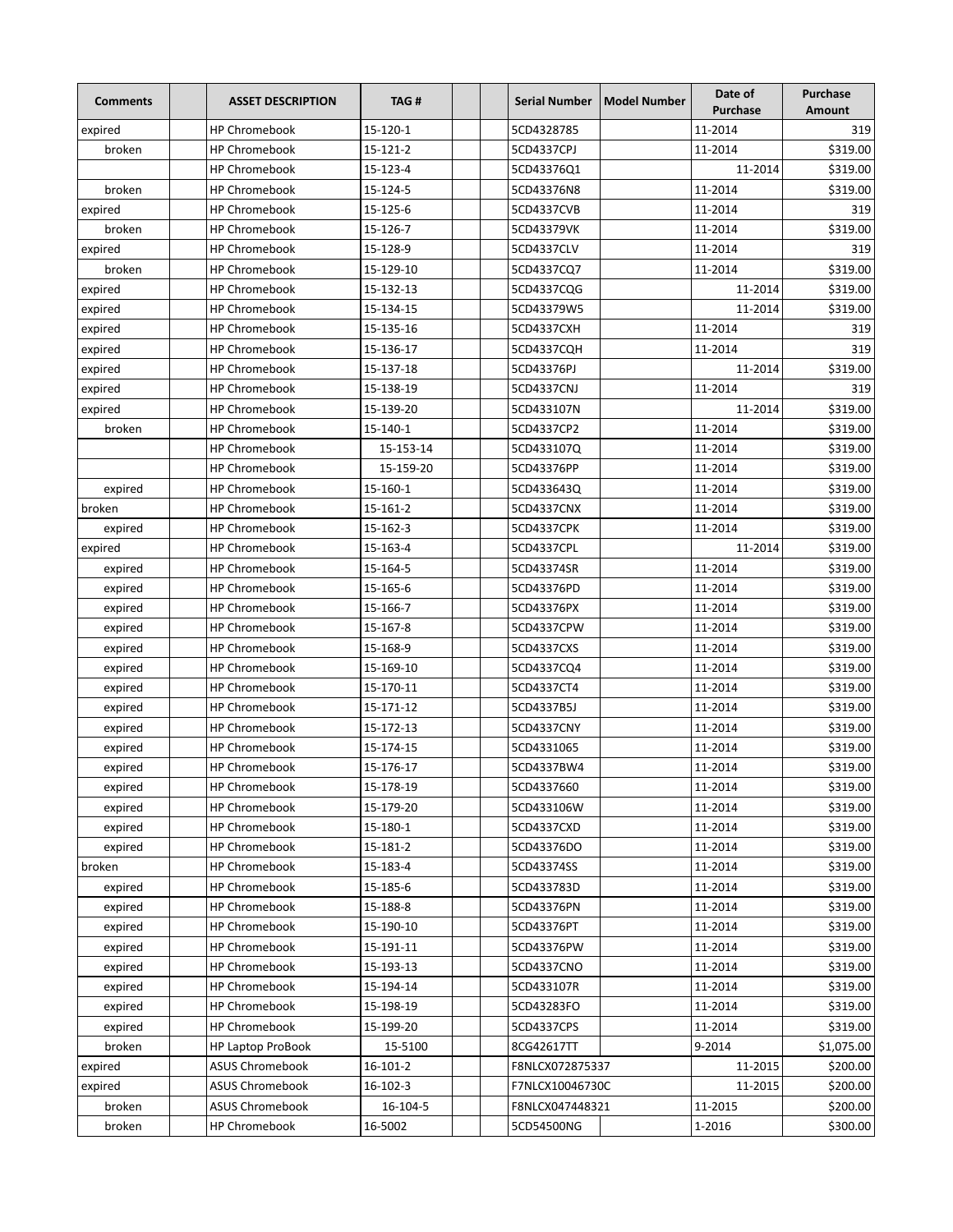| Comments | | ASSET DESCRIPTION | TAG # | | | Serial Number | Model Number | Date of Purchase | Purchase Amount |
|---|---|---|---|---|---|---|---|---|---|
| expired | | HP Chromebook | 15-120-1 | | | 5CD4328785 | | 11-2014 | 319 |
| broken | | HP Chromebook | 15-121-2 | | | 5CD4337CPJ | | 11-2014 | $319.00 |
| | | HP Chromebook | 15-123-4 | | | 5CD43376Q1 | | 11-2014 | $319.00 |
| broken | | HP Chromebook | 15-124-5 | | | 5CD43376N8 | | 11-2014 | $319.00 |
| expired | | HP Chromebook | 15-125-6 | | | 5CD4337CVB | | 11-2014 | 319 |
| broken | | HP Chromebook | 15-126-7 | | | 5CD43379VK | | 11-2014 | $319.00 |
| expired | | HP Chromebook | 15-128-9 | | | 5CD4337CLV | | 11-2014 | 319 |
| broken | | HP Chromebook | 15-129-10 | | | 5CD4337CQ7 | | 11-2014 | $319.00 |
| expired | | HP Chromebook | 15-132-13 | | | 5CD4337CQG | | 11-2014 | $319.00 |
| expired | | HP Chromebook | 15-134-15 | | | 5CD43379W5 | | 11-2014 | $319.00 |
| expired | | HP Chromebook | 15-135-16 | | | 5CD4337CXH | | 11-2014 | 319 |
| expired | | HP Chromebook | 15-136-17 | | | 5CD4337CQH | | 11-2014 | 319 |
| expired | | HP Chromebook | 15-137-18 | | | 5CD43376PJ | | 11-2014 | $319.00 |
| expired | | HP Chromebook | 15-138-19 | | | 5CD4337CNJ | | 11-2014 | 319 |
| expired | | HP Chromebook | 15-139-20 | | | 5CD433107N | | 11-2014 | $319.00 |
| broken | | HP Chromebook | 15-140-1 | | | 5CD4337CP2 | | 11-2014 | $319.00 |
| | | HP Chromebook | 15-153-14 | | | 5CD433107Q | | 11-2014 | $319.00 |
| | | HP Chromebook | 15-159-20 | | | 5CD43376PP | | 11-2014 | $319.00 |
| expired | | HP Chromebook | 15-160-1 | | | 5CD433643Q | | 11-2014 | $319.00 |
| broken | | HP Chromebook | 15-161-2 | | | 5CD4337CNX | | 11-2014 | $319.00 |
| expired | | HP Chromebook | 15-162-3 | | | 5CD4337CPK | | 11-2014 | $319.00 |
| expired | | HP Chromebook | 15-163-4 | | | 5CD4337CPL | | 11-2014 | $319.00 |
| expired | | HP Chromebook | 15-164-5 | | | 5CD43374SR | | 11-2014 | $319.00 |
| expired | | HP Chromebook | 15-165-6 | | | 5CD43376PD | | 11-2014 | $319.00 |
| expired | | HP Chromebook | 15-166-7 | | | 5CD43376PX | | 11-2014 | $319.00 |
| expired | | HP Chromebook | 15-167-8 | | | 5CD4337CPW | | 11-2014 | $319.00 |
| expired | | HP Chromebook | 15-168-9 | | | 5CD4337CXS | | 11-2014 | $319.00 |
| expired | | HP Chromebook | 15-169-10 | | | 5CD4337CQ4 | | 11-2014 | $319.00 |
| expired | | HP Chromebook | 15-170-11 | | | 5CD4337CT4 | | 11-2014 | $319.00 |
| expired | | HP Chromebook | 15-171-12 | | | 5CD4337B5J | | 11-2014 | $319.00 |
| expired | | HP Chromebook | 15-172-13 | | | 5CD4337CNY | | 11-2014 | $319.00 |
| expired | | HP Chromebook | 15-174-15 | | | 5CD4331065 | | 11-2014 | $319.00 |
| expired | | HP Chromebook | 15-176-17 | | | 5CD4337BW4 | | 11-2014 | $319.00 |
| expired | | HP Chromebook | 15-178-19 | | | 5CD4337660 | | 11-2014 | $319.00 |
| expired | | HP Chromebook | 15-179-20 | | | 5CD433106W | | 11-2014 | $319.00 |
| expired | | HP Chromebook | 15-180-1 | | | 5CD4337CXD | | 11-2014 | $319.00 |
| expired | | HP Chromebook | 15-181-2 | | | 5CD43376DO | | 11-2014 | $319.00 |
| broken | | HP Chromebook | 15-183-4 | | | 5CD43374SS | | 11-2014 | $319.00 |
| expired | | HP Chromebook | 15-185-6 | | | 5CD433783D | | 11-2014 | $319.00 |
| expired | | HP Chromebook | 15-188-8 | | | 5CD43376PN | | 11-2014 | $319.00 |
| expired | | HP Chromebook | 15-190-10 | | | 5CD43376PT | | 11-2014 | $319.00 |
| expired | | HP Chromebook | 15-191-11 | | | 5CD43376PW | | 11-2014 | $319.00 |
| expired | | HP Chromebook | 15-193-13 | | | 5CD4337CNO | | 11-2014 | $319.00 |
| expired | | HP Chromebook | 15-194-14 | | | 5CD433107R | | 11-2014 | $319.00 |
| expired | | HP Chromebook | 15-198-19 | | | 5CD43283FO | | 11-2014 | $319.00 |
| expired | | HP Chromebook | 15-199-20 | | | 5CD4337CPS | | 11-2014 | $319.00 |
| broken | | HP Laptop ProBook | 15-5100 | | | 8CG42617TT | | 9-2014 | $1,075.00 |
| expired | | ASUS Chromebook | 16-101-2 | | | F8NLCX072875337 | | 11-2015 | $200.00 |
| expired | | ASUS Chromebook | 16-102-3 | | | F7NLCX10046730C | | 11-2015 | $200.00 |
| broken | | ASUS Chromebook | 16-104-5 | | | F8NLCX047448321 | | 11-2015 | $200.00 |
| broken | | HP Chromebook | 16-5002 | | | 5CD54500NG | | 1-2016 | $300.00 |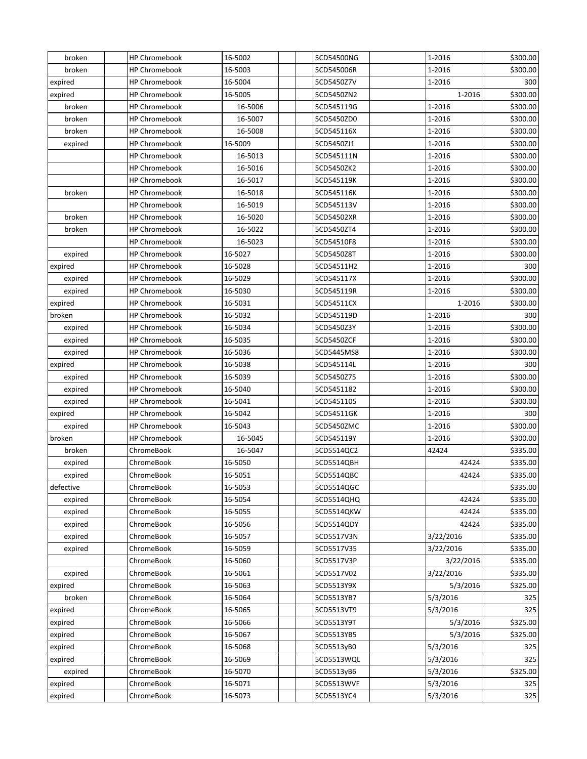| | | | | | | | | |
|---|---|---|---|---|---|---|---|---|
| broken | | HP Chromebook | 16-5002 | | | 5CD54500NG | | 1-2016 | $300.00 |
| broken | | HP Chromebook | 16-5003 | | | 5CD545006R | | 1-2016 | $300.00 |
| expired | | HP Chromebook | 16-5004 | | | 5CD5450Z7V | | 1-2016 | 300 |
| expired | | HP Chromebook | 16-5005 | | | 5CD5450ZN2 | | 1-2016 | $300.00 |
| broken | | HP Chromebook | 16-5006 | | | 5CD545119G | | 1-2016 | $300.00 |
| broken | | HP Chromebook | 16-5007 | | | 5CD5450ZD0 | | 1-2016 | $300.00 |
| broken | | HP Chromebook | 16-5008 | | | 5CD545116X | | 1-2016 | $300.00 |
| expired | | HP Chromebook | 16-5009 | | | 5CD5450ZJ1 | | 1-2016 | $300.00 |
| | | HP Chromebook | 16-5013 | | | 5CD545111N | | 1-2016 | $300.00 |
| | | HP Chromebook | 16-5016 | | | 5CD5450ZK2 | | 1-2016 | $300.00 |
| | | HP Chromebook | 16-5017 | | | 5CD545119K | | 1-2016 | $300.00 |
| broken | | HP Chromebook | 16-5018 | | | 5CD545116K | | 1-2016 | $300.00 |
| | | HP Chromebook | 16-5019 | | | 5CD545113V | | 1-2016 | $300.00 |
| broken | | HP Chromebook | 16-5020 | | | 5CD54502XR | | 1-2016 | $300.00 |
| broken | | HP Chromebook | 16-5022 | | | 5CD5450ZT4 | | 1-2016 | $300.00 |
| | | HP Chromebook | 16-5023 | | | 5CD54510F8 | | 1-2016 | $300.00 |
| expired | | HP Chromebook | 16-5027 | | | 5CD5450Z8T | | 1-2016 | $300.00 |
| expired | | HP Chromebook | 16-5028 | | | 5CD54511H2 | | 1-2016 | 300 |
| expired | | HP Chromebook | 16-5029 | | | 5CD545117X | | 1-2016 | $300.00 |
| expired | | HP Chromebook | 16-5030 | | | 5CD545119R | | 1-2016 | $300.00 |
| expired | | HP Chromebook | 16-5031 | | | 5CD54511CX | | 1-2016 | $300.00 |
| broken | | HP Chromebook | 16-5032 | | | 5CD545119D | | 1-2016 | 300 |
| expired | | HP Chromebook | 16-5034 | | | 5CD5450Z3Y | | 1-2016 | $300.00 |
| expired | | HP Chromebook | 16-5035 | | | 5CD5450ZCF | | 1-2016 | $300.00 |
| expired | | HP Chromebook | 16-5036 | | | 5CD5445MS8 | | 1-2016 | $300.00 |
| expired | | HP Chromebook | 16-5038 | | | 5CD545114L | | 1-2016 | 300 |
| expired | | HP Chromebook | 16-5039 | | | 5CD5450Z75 | | 1-2016 | $300.00 |
| expired | | HP Chromebook | 16-5040 | | | 5CD5451182 | | 1-2016 | $300.00 |
| expired | | HP Chromebook | 16-5041 | | | 5CD5451105 | | 1-2016 | $300.00 |
| expired | | HP Chromebook | 16-5042 | | | 5CD54511GK | | 1-2016 | 300 |
| expired | | HP Chromebook | 16-5043 | | | 5CD5450ZMC | | 1-2016 | $300.00 |
| broken | | HP Chromebook | 16-5045 | | | 5CD545119Y | | 1-2016 | $300.00 |
| broken | | ChromeBook | 16-5047 | | | 5CD5514QC2 | | 42424 | $335.00 |
| expired | | ChromeBook | 16-5050 | | | 5CD5514QBH | | 42424 | $335.00 |
| expired | | ChromeBook | 16-5051 | | | 5CD5514QBC | | 42424 | $335.00 |
| defective | | ChromeBook | 16-5053 | | | 5CD5514QGC | | | $335.00 |
| expired | | ChromeBook | 16-5054 | | | 5CD5514QHQ | | 42424 | $335.00 |
| expired | | ChromeBook | 16-5055 | | | 5CD5514QKW | | 42424 | $335.00 |
| expired | | ChromeBook | 16-5056 | | | 5CD5514QDY | | 42424 | $335.00 |
| expired | | ChromeBook | 16-5057 | | | 5CD5517V3N | | 3/22/2016 | $335.00 |
| expired | | ChromeBook | 16-5059 | | | 5CD5517V35 | | 3/22/2016 | $335.00 |
| | | ChromeBook | 16-5060 | | | 5CD5517V3P | | 3/22/2016 | $335.00 |
| expired | | ChromeBook | 16-5061 | | | 5CD5517V02 | | 3/22/2016 | $335.00 |
| expired | | ChromeBook | 16-5063 | | | 5CD5513Y9X | | 5/3/2016 | $325.00 |
| broken | | ChromeBook | 16-5064 | | | 5CD5513YB7 | | 5/3/2016 | 325 |
| expired | | ChromeBook | 16-5065 | | | 5CD5513VT9 | | 5/3/2016 | 325 |
| expired | | ChromeBook | 16-5066 | | | 5CD5513Y9T | | 5/3/2016 | $325.00 |
| expired | | ChromeBook | 16-5067 | | | 5CD5513YB5 | | 5/3/2016 | $325.00 |
| expired | | ChromeBook | 16-5068 | | | 5CD5513yB0 | | 5/3/2016 | 325 |
| expired | | ChromeBook | 16-5069 | | | 5CD5513WQL | | 5/3/2016 | 325 |
| expired | | ChromeBook | 16-5070 | | | 5CD5513yB6 | | 5/3/2016 | $325.00 |
| expired | | ChromeBook | 16-5071 | | | 5CD5513WVF | | 5/3/2016 | 325 |
| expired | | ChromeBook | 16-5073 | | | 5CD5513YC4 | | 5/3/2016 | 325 |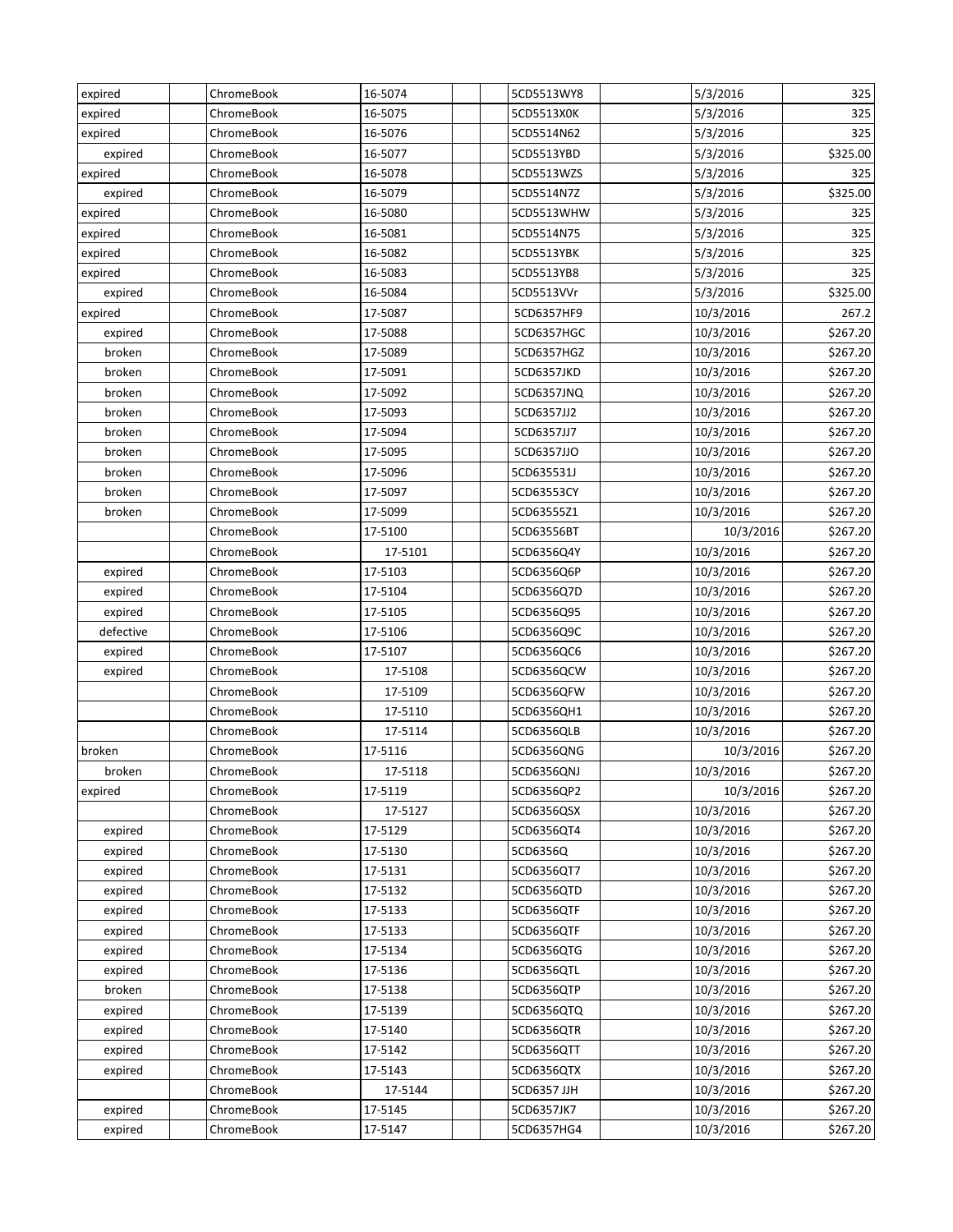| | | | | | | | | |
|---|---|---|---|---|---|---|---|---|
| expired | | ChromeBook | 16-5074 | | | 5CD5513WY8 | | 5/3/2016 | 325 |
| expired | | ChromeBook | 16-5075 | | | 5CD5513X0K | | 5/3/2016 | 325 |
| expired | | ChromeBook | 16-5076 | | | 5CD5514N62 | | 5/3/2016 | 325 |
| expired | | ChromeBook | 16-5077 | | | 5CD5513YBD | | 5/3/2016 | $325.00 |
| expired | | ChromeBook | 16-5078 | | | 5CD5513WZS | | 5/3/2016 | 325 |
| expired | | ChromeBook | 16-5079 | | | 5CD5514N7Z | | 5/3/2016 | $325.00 |
| expired | | ChromeBook | 16-5080 | | | 5CD5513WHW | | 5/3/2016 | 325 |
| expired | | ChromeBook | 16-5081 | | | 5CD5514N75 | | 5/3/2016 | 325 |
| expired | | ChromeBook | 16-5082 | | | 5CD5513YBK | | 5/3/2016 | 325 |
| expired | | ChromeBook | 16-5083 | | | 5CD5513YB8 | | 5/3/2016 | 325 |
| expired | | ChromeBook | 16-5084 | | | 5CD5513VVr | | 5/3/2016 | $325.00 |
| expired | | ChromeBook | 17-5087 | | | 5CD6357HF9 | | 10/3/2016 | 267.2 |
| expired | | ChromeBook | 17-5088 | | | 5CD6357HGC | | 10/3/2016 | $267.20 |
| broken | | ChromeBook | 17-5089 | | | 5CD6357HGZ | | 10/3/2016 | $267.20 |
| broken | | ChromeBook | 17-5091 | | | 5CD6357JKD | | 10/3/2016 | $267.20 |
| broken | | ChromeBook | 17-5092 | | | 5CD6357JNQ | | 10/3/2016 | $267.20 |
| broken | | ChromeBook | 17-5093 | | | 5CD6357JJ2 | | 10/3/2016 | $267.20 |
| broken | | ChromeBook | 17-5094 | | | 5CD6357JJ7 | | 10/3/2016 | $267.20 |
| broken | | ChromeBook | 17-5095 | | | 5CD6357JJO | | 10/3/2016 | $267.20 |
| broken | | ChromeBook | 17-5096 | | | 5CD635531J | | 10/3/2016 | $267.20 |
| broken | | ChromeBook | 17-5097 | | | 5CD63553CY | | 10/3/2016 | $267.20 |
| broken | | ChromeBook | 17-5099 | | | 5CD63555Z1 | | 10/3/2016 | $267.20 |
| | | ChromeBook | 17-5100 | | | 5CD63556BT | | 10/3/2016 | $267.20 |
| | | ChromeBook | 17-5101 | | | 5CD6356Q4Y | | 10/3/2016 | $267.20 |
| expired | | ChromeBook | 17-5103 | | | 5CD6356Q6P | | 10/3/2016 | $267.20 |
| expired | | ChromeBook | 17-5104 | | | 5CD6356Q7D | | 10/3/2016 | $267.20 |
| expired | | ChromeBook | 17-5105 | | | 5CD6356Q95 | | 10/3/2016 | $267.20 |
| defective | | ChromeBook | 17-5106 | | | 5CD6356Q9C | | 10/3/2016 | $267.20 |
| expired | | ChromeBook | 17-5107 | | | 5CD6356QC6 | | 10/3/2016 | $267.20 |
| expired | | ChromeBook | 17-5108 | | | 5CD6356QCW | | 10/3/2016 | $267.20 |
| | | ChromeBook | 17-5109 | | | 5CD6356QFW | | 10/3/2016 | $267.20 |
| | | ChromeBook | 17-5110 | | | 5CD6356QH1 | | 10/3/2016 | $267.20 |
| | | ChromeBook | 17-5114 | | | 5CD6356QLB | | 10/3/2016 | $267.20 |
| broken | | ChromeBook | 17-5116 | | | 5CD6356QNG | | 10/3/2016 | $267.20 |
| broken | | ChromeBook | 17-5118 | | | 5CD6356QNJ | | 10/3/2016 | $267.20 |
| expired | | ChromeBook | 17-5119 | | | 5CD6356QP2 | | 10/3/2016 | $267.20 |
| | | ChromeBook | 17-5127 | | | 5CD6356QSX | | 10/3/2016 | $267.20 |
| expired | | ChromeBook | 17-5129 | | | 5CD6356QT4 | | 10/3/2016 | $267.20 |
| expired | | ChromeBook | 17-5130 | | | 5CD6356Q | | 10/3/2016 | $267.20 |
| expired | | ChromeBook | 17-5131 | | | 5CD6356QT7 | | 10/3/2016 | $267.20 |
| expired | | ChromeBook | 17-5132 | | | 5CD6356QTD | | 10/3/2016 | $267.20 |
| expired | | ChromeBook | 17-5133 | | | 5CD6356QTF | | 10/3/2016 | $267.20 |
| expired | | ChromeBook | 17-5133 | | | 5CD6356QTF | | 10/3/2016 | $267.20 |
| expired | | ChromeBook | 17-5134 | | | 5CD6356QTG | | 10/3/2016 | $267.20 |
| expired | | ChromeBook | 17-5136 | | | 5CD6356QTL | | 10/3/2016 | $267.20 |
| broken | | ChromeBook | 17-5138 | | | 5CD6356QTP | | 10/3/2016 | $267.20 |
| expired | | ChromeBook | 17-5139 | | | 5CD6356QTQ | | 10/3/2016 | $267.20 |
| expired | | ChromeBook | 17-5140 | | | 5CD6356QTR | | 10/3/2016 | $267.20 |
| expired | | ChromeBook | 17-5142 | | | 5CD6356QTT | | 10/3/2016 | $267.20 |
| expired | | ChromeBook | 17-5143 | | | 5CD6356QTX | | 10/3/2016 | $267.20 |
| | | ChromeBook | 17-5144 | | | 5CD6357 JJH | | 10/3/2016 | $267.20 |
| expired | | ChromeBook | 17-5145 | | | 5CD6357JK7 | | 10/3/2016 | $267.20 |
| expired | | ChromeBook | 17-5147 | | | 5CD6357HG4 | | 10/3/2016 | $267.20 |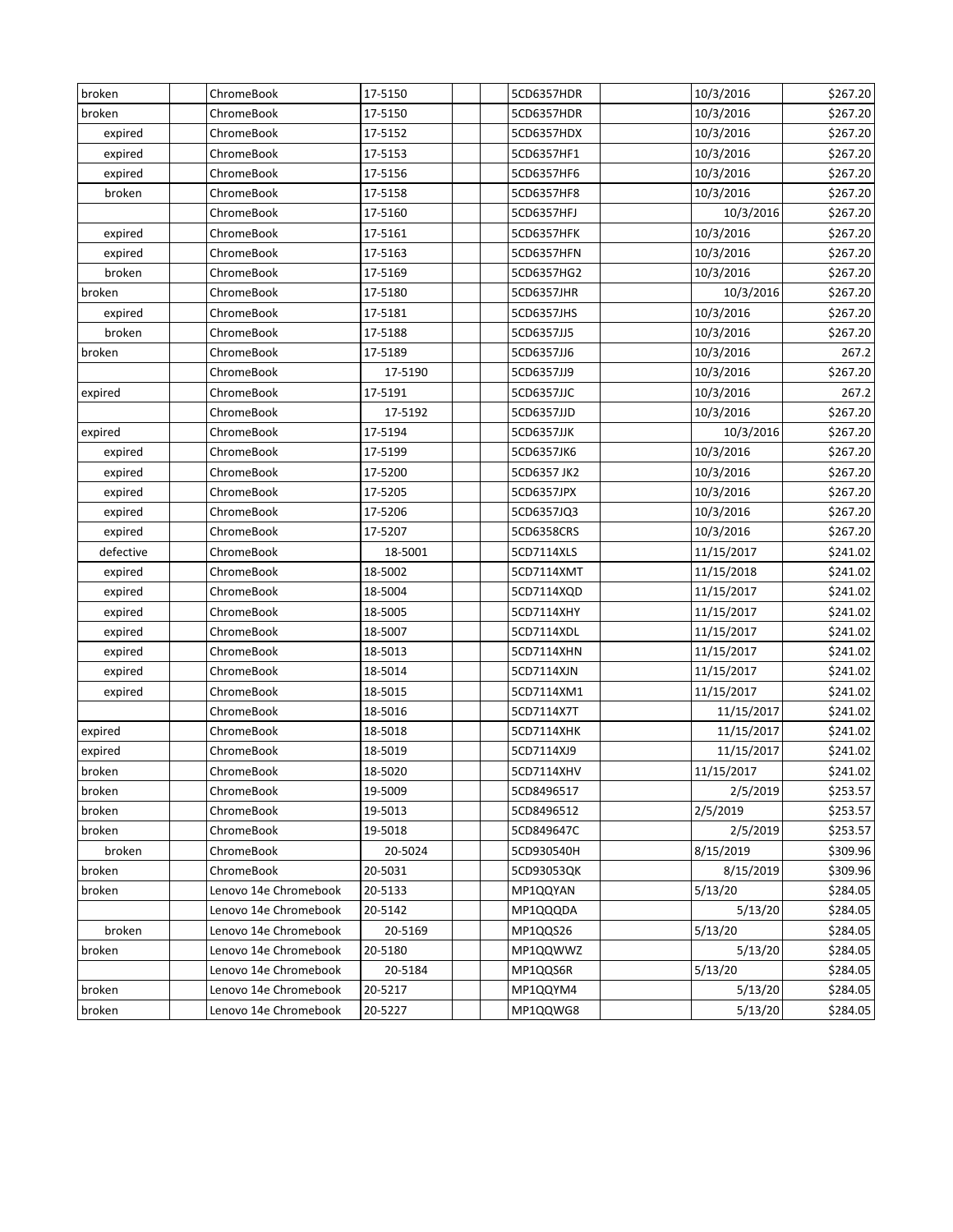| | | | | | | | | | |
|---|---|---|---|---|---|---|---|---|---|
| broken | | ChromeBook | 17-5150 | | | 5CD6357HDR | | 10/3/2016 | $267.20 |
| broken | | ChromeBook | 17-5150 | | | 5CD6357HDR | | 10/3/2016 | $267.20 |
| expired | | ChromeBook | 17-5152 | | | 5CD6357HDX | | 10/3/2016 | $267.20 |
| expired | | ChromeBook | 17-5153 | | | 5CD6357HF1 | | 10/3/2016 | $267.20 |
| expired | | ChromeBook | 17-5156 | | | 5CD6357HF6 | | 10/3/2016 | $267.20 |
| broken | | ChromeBook | 17-5158 | | | 5CD6357HF8 | | 10/3/2016 | $267.20 |
| | | ChromeBook | 17-5160 | | | 5CD6357HFJ | | 10/3/2016 | $267.20 |
| expired | | ChromeBook | 17-5161 | | | 5CD6357HFK | | 10/3/2016 | $267.20 |
| expired | | ChromeBook | 17-5163 | | | 5CD6357HFN | | 10/3/2016 | $267.20 |
| broken | | ChromeBook | 17-5169 | | | 5CD6357HG2 | | 10/3/2016 | $267.20 |
| broken | | ChromeBook | 17-5180 | | | 5CD6357JHR | | 10/3/2016 | $267.20 |
| expired | | ChromeBook | 17-5181 | | | 5CD6357JHS | | 10/3/2016 | $267.20 |
| broken | | ChromeBook | 17-5188 | | | 5CD6357JJ5 | | 10/3/2016 | $267.20 |
| broken | | ChromeBook | 17-5189 | | | 5CD6357JJ6 | | 10/3/2016 | 267.2 |
| | | ChromeBook | 17-5190 | | | 5CD6357JJ9 | | 10/3/2016 | $267.20 |
| expired | | ChromeBook | 17-5191 | | | 5CD6357JJC | | 10/3/2016 | 267.2 |
| | | ChromeBook | 17-5192 | | | 5CD6357JJD | | 10/3/2016 | $267.20 |
| expired | | ChromeBook | 17-5194 | | | 5CD6357JJK | | 10/3/2016 | $267.20 |
| expired | | ChromeBook | 17-5199 | | | 5CD6357JK6 | | 10/3/2016 | $267.20 |
| expired | | ChromeBook | 17-5200 | | | 5CD6357 JK2 | | 10/3/2016 | $267.20 |
| expired | | ChromeBook | 17-5205 | | | 5CD6357JPX | | 10/3/2016 | $267.20 |
| expired | | ChromeBook | 17-5206 | | | 5CD6357JQ3 | | 10/3/2016 | $267.20 |
| expired | | ChromeBook | 17-5207 | | | 5CD6358CRS | | 10/3/2016 | $267.20 |
| defective | | ChromeBook | 18-5001 | | | 5CD7114XLS | | 11/15/2017 | $241.02 |
| expired | | ChromeBook | 18-5002 | | | 5CD7114XMT | | 11/15/2018 | $241.02 |
| expired | | ChromeBook | 18-5004 | | | 5CD7114XQD | | 11/15/2017 | $241.02 |
| expired | | ChromeBook | 18-5005 | | | 5CD7114XHY | | 11/15/2017 | $241.02 |
| expired | | ChromeBook | 18-5007 | | | 5CD7114XDL | | 11/15/2017 | $241.02 |
| expired | | ChromeBook | 18-5013 | | | 5CD7114XHN | | 11/15/2017 | $241.02 |
| expired | | ChromeBook | 18-5014 | | | 5CD7114XJN | | 11/15/2017 | $241.02 |
| expired | | ChromeBook | 18-5015 | | | 5CD7114XM1 | | 11/15/2017 | $241.02 |
| | | ChromeBook | 18-5016 | | | 5CD7114X7T | | 11/15/2017 | $241.02 |
| expired | | ChromeBook | 18-5018 | | | 5CD7114XHK | | 11/15/2017 | $241.02 |
| expired | | ChromeBook | 18-5019 | | | 5CD7114XJ9 | | 11/15/2017 | $241.02 |
| broken | | ChromeBook | 18-5020 | | | 5CD7114XHV | | 11/15/2017 | $241.02 |
| broken | | ChromeBook | 19-5009 | | | 5CD8496517 | | 2/5/2019 | $253.57 |
| broken | | ChromeBook | 19-5013 | | | 5CD8496512 | | 2/5/2019 | $253.57 |
| broken | | ChromeBook | 19-5018 | | | 5CD849647C | | 2/5/2019 | $253.57 |
| broken | | ChromeBook | 20-5024 | | | 5CD930540H | | 8/15/2019 | $309.96 |
| broken | | ChromeBook | 20-5031 | | | 5CD93053QK | | 8/15/2019 | $309.96 |
| broken | | Lenovo 14e Chromebook | 20-5133 | | | MP1QQYAN | | 5/13/20 | $284.05 |
| | | Lenovo 14e Chromebook | 20-5142 | | | MP1QQQDA | | 5/13/20 | $284.05 |
| broken | | Lenovo 14e Chromebook | 20-5169 | | | MP1QQS26 | | 5/13/20 | $284.05 |
| broken | | Lenovo 14e Chromebook | 20-5180 | | | MP1QQWWZ | | 5/13/20 | $284.05 |
| | | Lenovo 14e Chromebook | 20-5184 | | | MP1QQS6R | | 5/13/20 | $284.05 |
| broken | | Lenovo 14e Chromebook | 20-5217 | | | MP1QQYM4 | | 5/13/20 | $284.05 |
| broken | | Lenovo 14e Chromebook | 20-5227 | | | MP1QQWG8 | | 5/13/20 | $284.05 |